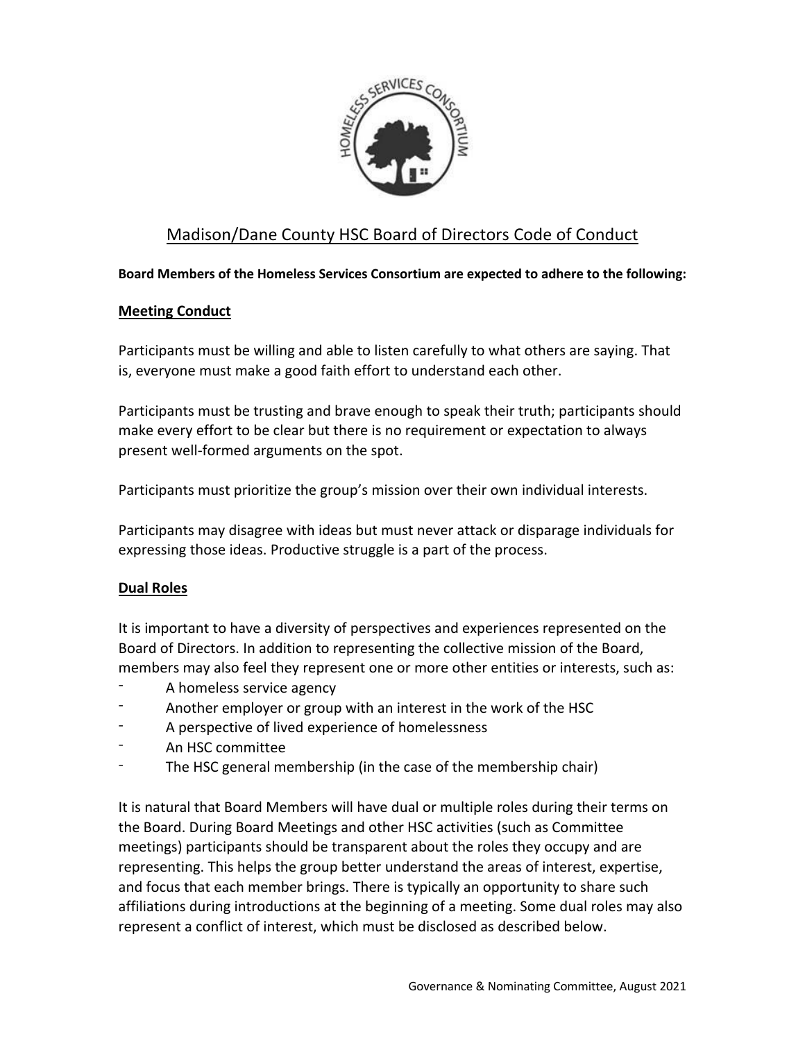# Madison/Dane County HSC Board of Directors Code of Conduct

**Board Members of the Homeless Services Consortium are expected to adhere to the following:**

## Meeting Conduct

Participants must be willing and able to listen carefully to what others are saying. That is, everyone must make a good faith effort to understand each other.

Participants must be trusting and brave enough to speak their truth; participants should make every effort to be clear but there is no requirement or expectation to always present well-formed arguments on the spot.

Participants must prioritize the group's mission over their own individual interests.

Participants may disagree with ideas but must never attack or disparage individuals for expressing those ideas. Productive struggle is a part of the process.

## Dual Roles

It is important to have a diversity of perspectives and experiences represented on the Board of Directors. In addition to representing the collective mission of the Board, members may also feel they represent one or more other entities or interests, such as:

- A homeless service agency
- Another employer or group with an interest in the work of the HSC
- A perspective of lived experience of homelessness
- An HSC committee
- The HSC general membership (in the case of the membership chair)

It is natural that Board Members will have dual or multiple roles during their terms on the Board. During Board Meetings and other HSC activities (such as Committee meetings) participants should be transparent about the roles they occupy and are representing. This helps the group better understand the areas of interest, expertise, and focus that each member brings. There is typically an opportunity to share such affiliations during introductions at the beginning of a meeting. Some dual roles may also represent a conflict of interest, which must be disclosed as described below.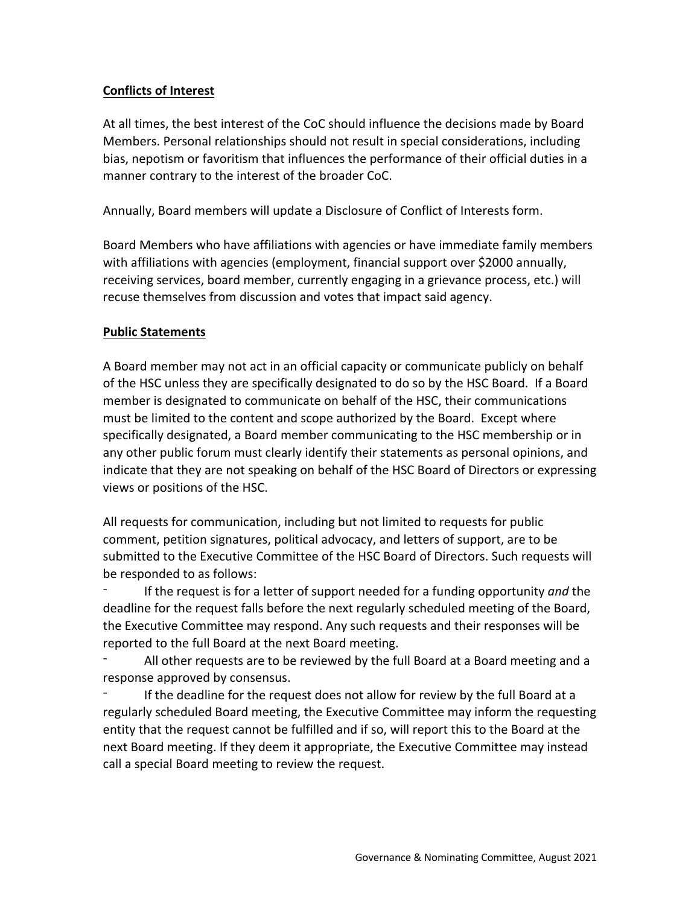**Conflicts of Interest**

At all times, the best interest of the CoC should influence the decisions made by Board Members. Personal relationships should not result in special considerations, including bias, nepotism or favoritism that influences the performance of their official duties in a manner contrary to the interest of the broader CoC.

Annually, Board members will update a Disclosure of Conflict of Interests form.

Board Members who have affiliations with agencies or have immediate family members with affiliations with agencies (employment, financial support over $2000 annually, receiving services, board member, currently engaging in a grievance process, etc.) will recuse themselves from discussion and votes that impact said agency.

**Public Statements**

A Board member may not act in an official capacity or communicate publicly on behalf of the HSC unless they are specifically designated to do so by the HSC Board. If a Board member is designated to communicate on behalf of the HSC, their communications must be limited to the content and scope authorized by the Board. Except where specifically designated, a Board member communicating to the HSC membership or in any other public forum must clearly identify their statements as personal opinions, and indicate that they are not speaking on behalf of the HSC Board of Directors or expressing views or positions of the HSC.

All requests for communication, including but not limited to requests for public comment, petition signatures, political advocacy, and letters of support, are to be submitted to the Executive Committee of the HSC Board of Directors. Such requests will be responded to as follows:

- If the request is for a letter of support needed for a funding opportunity *and* the deadline for the request falls before the next regularly scheduled meeting of the Board, the Executive Committee may respond. Any such requests and their responses will be reported to the full Board at the next Board meeting.
- All other requests are to be reviewed by the full Board at a Board meeting and a response approved by consensus.
- If the deadline for the request does not allow for review by the full Board at a regularly scheduled Board meeting, the Executive Committee may inform the requesting entity that the request cannot be fulfilled and if so, will report this to the Board at the next Board meeting. If they deem it appropriate, the Executive Committee may instead call a special Board meeting to review the request.

Governance & Nominating Committee, August 2021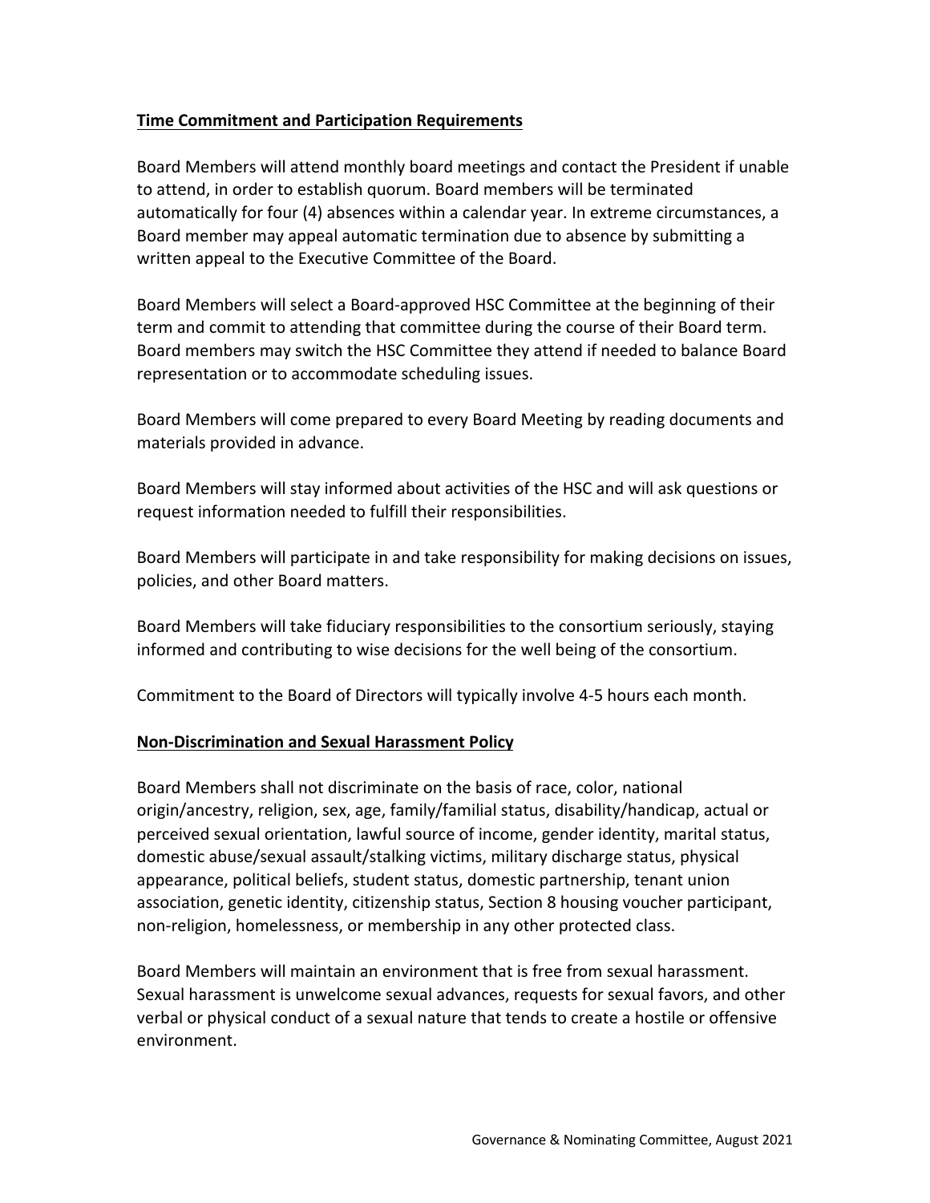**Time Commitment and Participation Requirements**

Board Members will attend monthly board meetings and contact the President if unable to attend, in order to establish quorum. Board members will be terminated automatically for four (4) absences within a calendar year. In extreme circumstances, a Board member may appeal automatic termination due to absence by submitting a written appeal to the Executive Committee of the Board.

Board Members will select a Board-approved HSC Committee at the beginning of their term and commit to attending that committee during the course of their Board term. Board members may switch the HSC Committee they attend if needed to balance Board representation or to accommodate scheduling issues.

Board Members will come prepared to every Board Meeting by reading documents and materials provided in advance.

Board Members will stay informed about activities of the HSC and will ask questions or request information needed to fulfill their responsibilities.

Board Members will participate in and take responsibility for making decisions on issues, policies, and other Board matters.

Board Members will take fiduciary responsibilities to the consortium seriously, staying informed and contributing to wise decisions for the well being of the consortium.

Commitment to the Board of Directors will typically involve 4-5 hours each month.

**Non-Discrimination and Sexual Harassment Policy**

Board Members shall not discriminate on the basis of race, color, national origin/ancestry, religion, sex, age, family/familial status, disability/handicap, actual or perceived sexual orientation, lawful source of income, gender identity, marital status, domestic abuse/sexual assault/stalking victims, military discharge status, physical appearance, political beliefs, student status, domestic partnership, tenant union association, genetic identity, citizenship status, Section 8 housing voucher participant, non-religion, homelessness, or membership in any other protected class.

Board Members will maintain an environment that is free from sexual harassment. Sexual harassment is unwelcome sexual advances, requests for sexual favors, and other verbal or physical conduct of a sexual nature that tends to create a hostile or offensive environment.

Governance & Nominating Committee, August 2021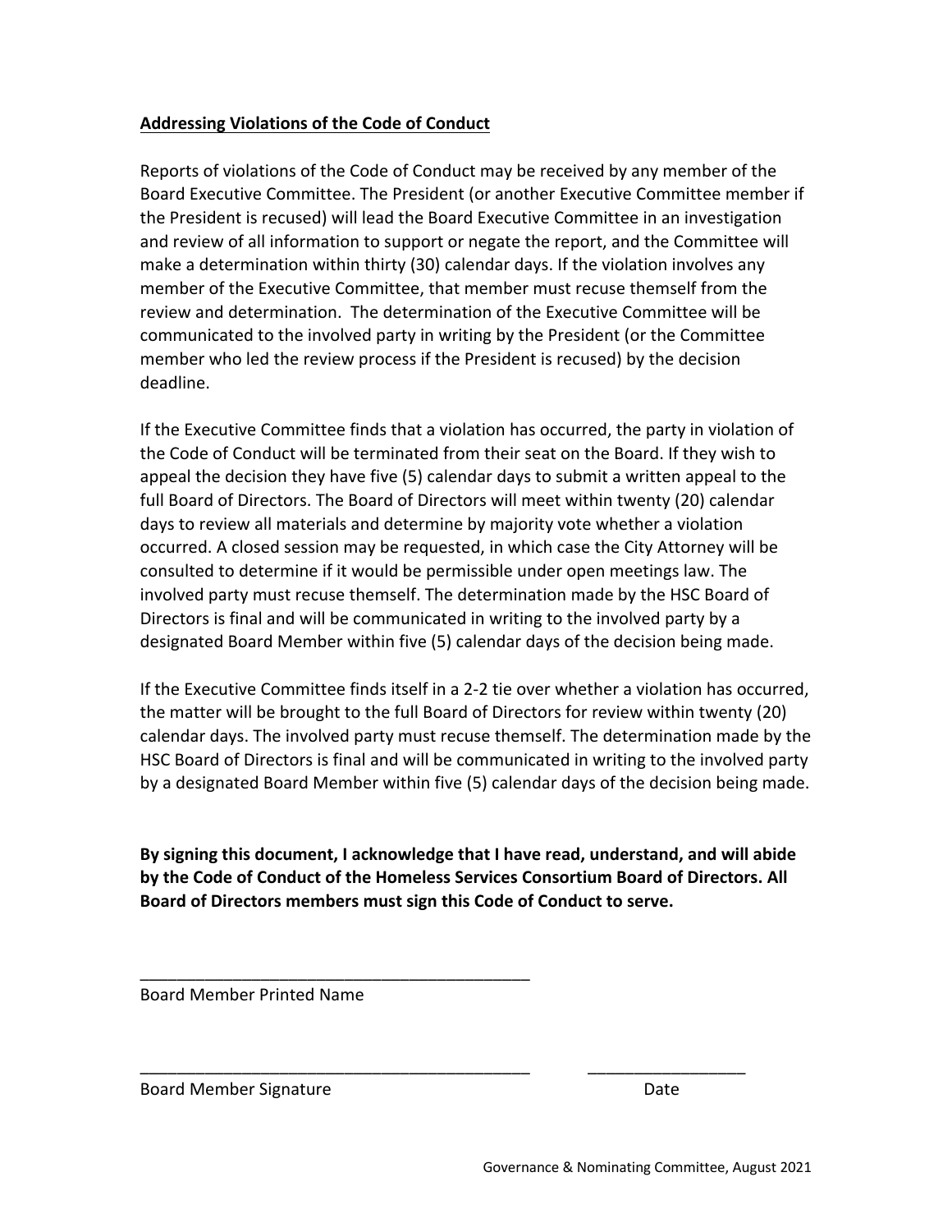## Addressing Violations of the Code of Conduct

Reports of violations of the Code of Conduct may be received by any member of the Board Executive Committee. The President (or another Executive Committee member if the President is recused) will lead the Board Executive Committee in an investigation and review of all information to support or negate the report, and the Committee will make a determination within thirty (30) calendar days. If the violation involves any member of the Executive Committee, that member must recuse themself from the review and determination. The determination of the Executive Committee will be communicated to the involved party in writing by the President (or the Committee member who led the review process if the President is recused) by the decision deadline.

If the Executive Committee finds that a violation has occurred, the party in violation of the Code of Conduct will be terminated from their seat on the Board. If they wish to appeal the decision they have five (5) calendar days to submit a written appeal to the full Board of Directors. The Board of Directors will meet within twenty (20) calendar days to review all materials and determine by majority vote whether a violation occurred. A closed session may be requested, in which case the City Attorney will be consulted to determine if it would be permissible under open meetings law. The involved party must recuse themself. The determination made by the HSC Board of Directors is final and will be communicated in writing to the involved party by a designated Board Member within five (5) calendar days of the decision being made.

If the Executive Committee finds itself in a 2-2 tie over whether a violation has occurred, the matter will be brought to the full Board of Directors for review within twenty (20) calendar days. The involved party must recuse themself. The determination made by the HSC Board of Directors is final and will be communicated in writing to the involved party by a designated Board Member within five (5) calendar days of the decision being made.

**By signing this document, I acknowledge that I have read, understand, and will abide by the Code of Conduct of the Homeless Services Consortium Board of Directors. All Board of Directors members must sign this Code of Conduct to serve.**

_____________________________________________
Board Member Printed Name

_____________________________________________ __________________
Board Member Signature Date

Governance & Nominating Committee, August 2021